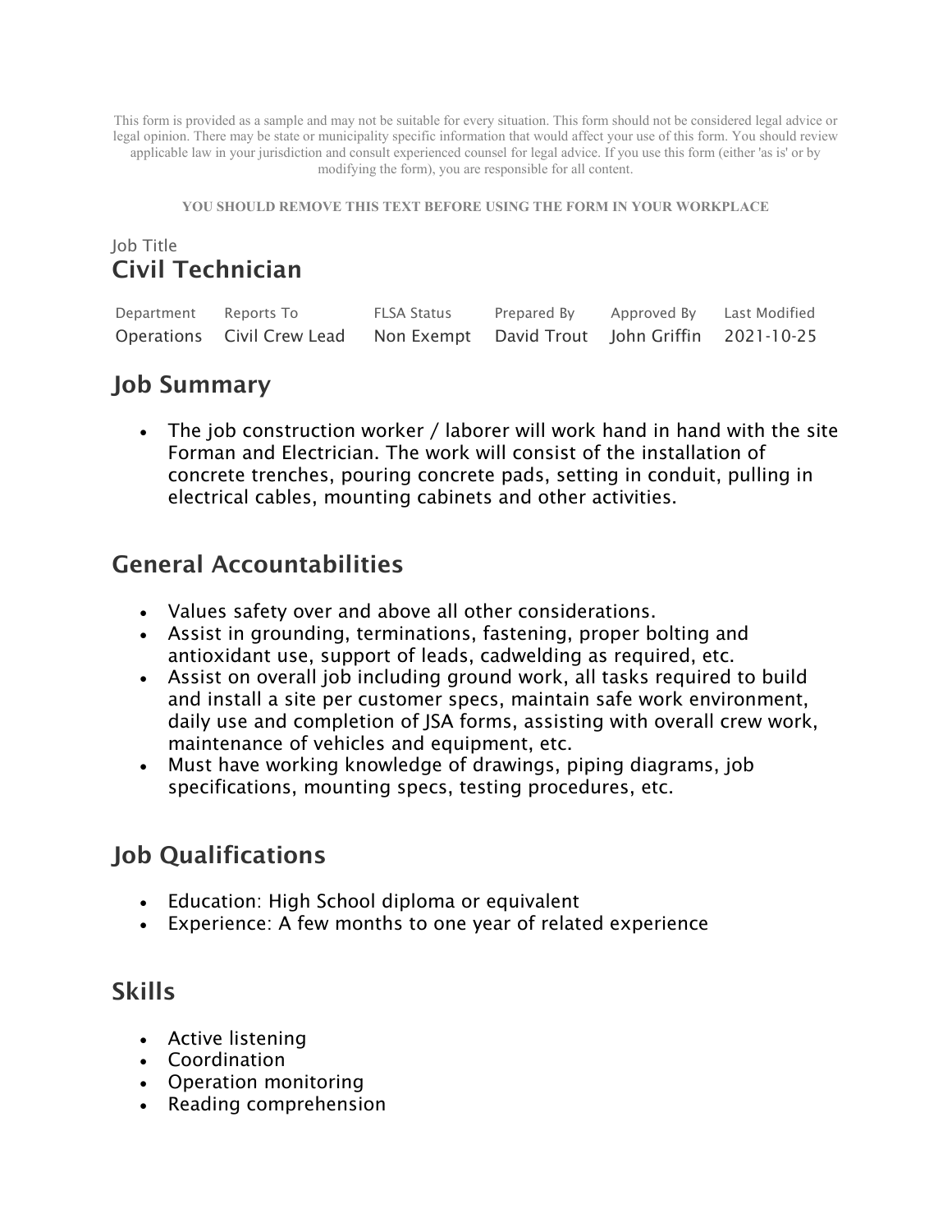This form is provided as a sample and may not be suitable for every situation. This form should not be considered legal advice or legal opinion. There may be state or municipality specific information that would affect your use of this form. You should review applicable law in your jurisdiction and consult experienced counsel for legal advice. If you use this form (either 'as is' or by modifying the form), you are responsible for all content.

**YOU SHOULD REMOVE THIS TEXT BEFORE USING THE FORM IN YOUR WORKPLACE**

Job Title

# Civil Technician

| Department | Reports To | FLSA Status | Prepared By | Approved By | Last Modified |
|---|---|---|---|---|---|
| Operations | Civil Crew Lead | Non Exempt | David Trout | John Griffin | 2021-10-25 |

## Job Summary

- The job construction worker / laborer will work hand in hand with the site Forman and Electrician. The work will consist of the installation of concrete trenches, pouring concrete pads, setting in conduit, pulling in electrical cables, mounting cabinets and other activities.

## General Accountabilities

- Values safety over and above all other considerations.
- Assist in grounding, terminations, fastening, proper bolting and antioxidant use, support of leads, cadwelding as required, etc.
- Assist on overall job including ground work, all tasks required to build and install a site per customer specs, maintain safe work environment, daily use and completion of JSA forms, assisting with overall crew work, maintenance of vehicles and equipment, etc.
- Must have working knowledge of drawings, piping diagrams, job specifications, mounting specs, testing procedures, etc.

## Job Qualifications

- Education: High School diploma or equivalent
- Experience: A few months to one year of related experience

## Skills

- Active listening
- Coordination
- Operation monitoring
- Reading comprehension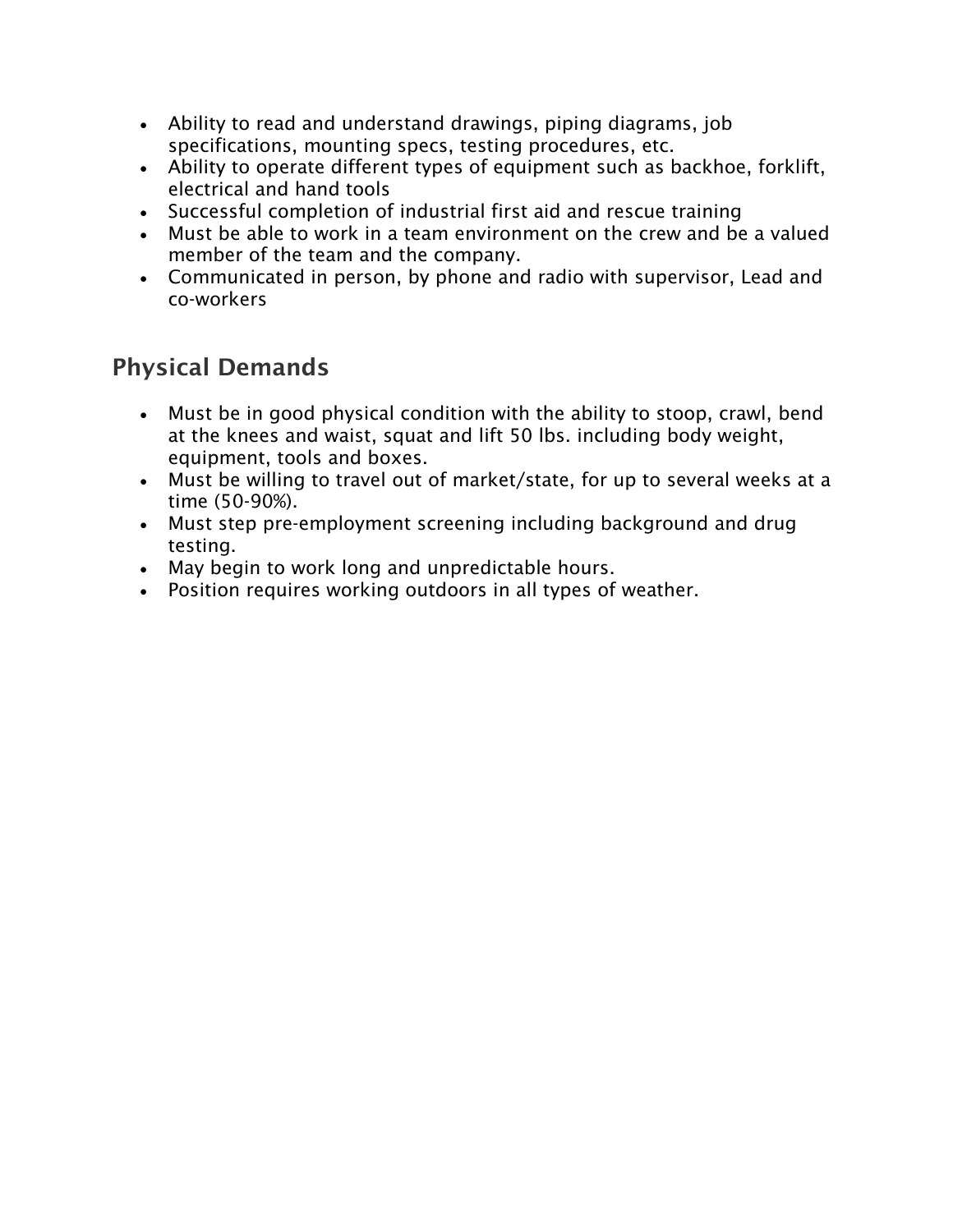- Ability to read and understand drawings, piping diagrams, job specifications, mounting specs, testing procedures, etc.
- Ability to operate different types of equipment such as backhoe, forklift, electrical and hand tools
- Successful completion of industrial first aid and rescue training
- Must be able to work in a team environment on the crew and be a valued member of the team and the company.
- Communicated in person, by phone and radio with supervisor, Lead and co-workers

## Physical Demands

- Must be in good physical condition with the ability to stoop, crawl, bend at the knees and waist, squat and lift 50 lbs. including body weight, equipment, tools and boxes.
- Must be willing to travel out of market/state, for up to several weeks at a time (50-90%).
- Must step pre-employment screening including background and drug testing.
- May begin to work long and unpredictable hours.
- Position requires working outdoors in all types of weather.